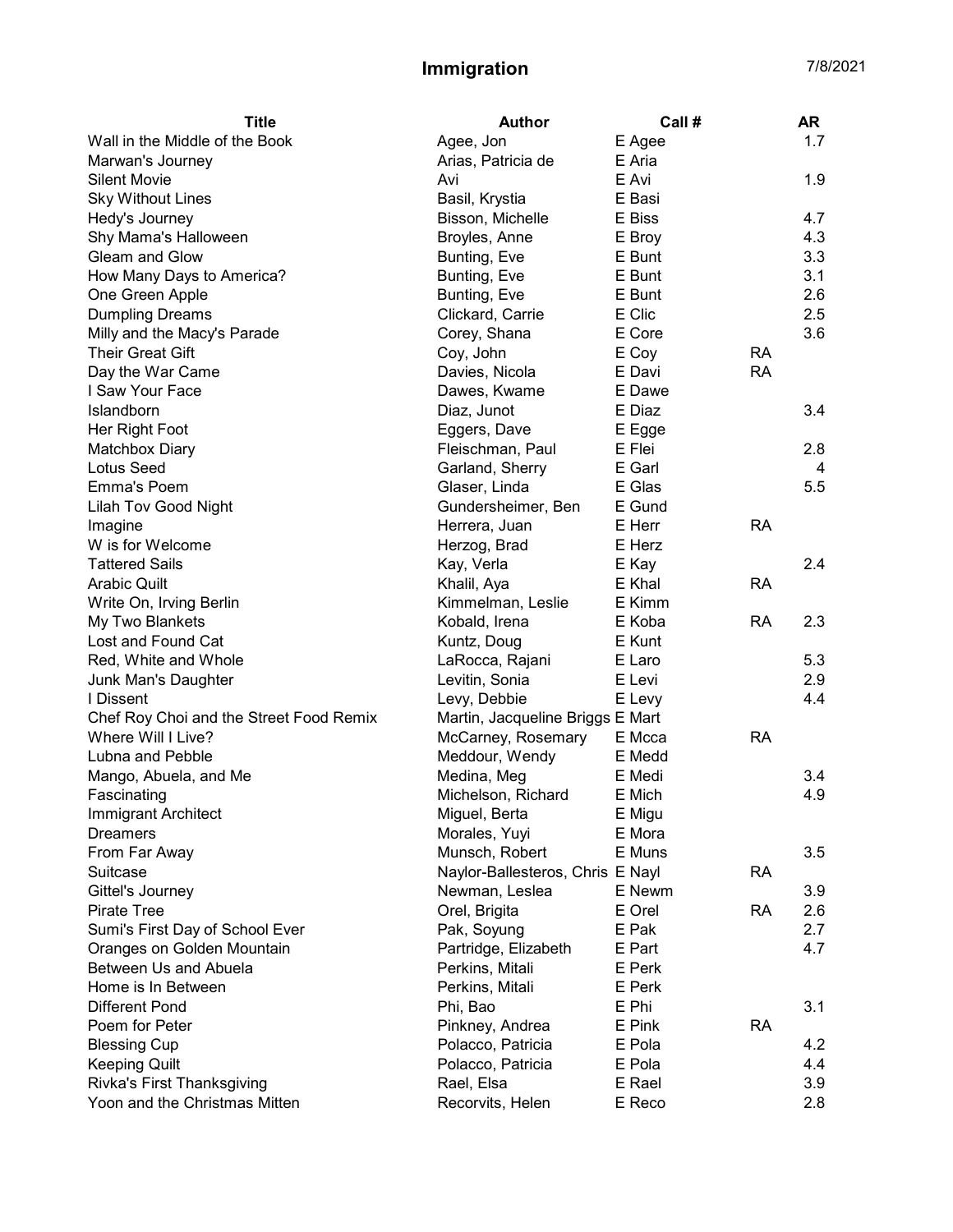# Immigration

7/8/2021

| Title | Author | Call # | | AR |
|---|---|---|---|---|
| Wall in the Middle of the Book | Agee, Jon | E Agee | | 1.7 |
| Marwan's Journey | Arias, Patricia de | E Aria | | |
| Silent Movie | Avi | E Avi | | 1.9 |
| Sky Without Lines | Basil, Krystia | E Basi | | |
| Hedy's Journey | Bisson, Michelle | E Biss | | 4.7 |
| Shy Mama's Halloween | Broyles, Anne | E Broy | | 4.3 |
| Gleam and Glow | Bunting, Eve | E Bunt | | 3.3 |
| How Many Days to America? | Bunting, Eve | E Bunt | | 3.1 |
| One Green Apple | Bunting, Eve | E Bunt | | 2.6 |
| Dumpling Dreams | Clickard, Carrie | E Clic | | 2.5 |
| Milly and the Macy's Parade | Corey, Shana | E Core | | 3.6 |
| Their Great Gift | Coy, John | E Coy | RA | |
| Day the War Came | Davies, Nicola | E Davi | RA | |
| I Saw Your Face | Dawes, Kwame | E Dawe | | |
| Islandborn | Diaz, Junot | E Diaz | | 3.4 |
| Her Right Foot | Eggers, Dave | E Egge | | |
| Matchbox Diary | Fleischman, Paul | E Flei | | 2.8 |
| Lotus Seed | Garland, Sherry | E Garl | | 4 |
| Emma's Poem | Glaser, Linda | E Glas | | 5.5 |
| Lilah Tov Good Night | Gundersheimer, Ben | E Gund | | |
| Imagine | Herrera, Juan | E Herr | RA | |
| W is for Welcome | Herzog, Brad | E Herz | | |
| Tattered Sails | Kay, Verla | E Kay | | 2.4 |
| Arabic Quilt | Khalil, Aya | E Khal | RA | |
| Write On, Irving Berlin | Kimmelman, Leslie | E Kimm | | |
| My Two Blankets | Kobald, Irena | E Koba | RA | 2.3 |
| Lost and Found Cat | Kuntz, Doug | E Kunt | | |
| Red, White and Whole | LaRocca, Rajani | E Laro | | 5.3 |
| Junk Man's Daughter | Levitin, Sonia | E Levi | | 2.9 |
| I Dissent | Levy, Debbie | E Levy | | 4.4 |
| Chef Roy Choi and the Street Food Remix | Martin, Jacqueline Briggs | E Mart | | |
| Where Will I Live? | McCarney, Rosemary | E Mcca | RA | |
| Lubna and Pebble | Meddour, Wendy | E Medd | | |
| Mango, Abuela, and Me | Medina, Meg | E Medi | | 3.4 |
| Fascinating | Michelson, Richard | E Mich | | 4.9 |
| Immigrant Architect | Miguel, Berta | E Migu | | |
| Dreamers | Morales, Yuyi | E Mora | | |
| From Far Away | Munsch, Robert | E Muns | | 3.5 |
| Suitcase | Naylor-Ballesteros, Chris | E Nayl | RA | |
| Gittel's Journey | Newman, Leslea | E Newm | | 3.9 |
| Pirate Tree | Orel, Brigita | E Orel | RA | 2.6 |
| Sumi's First Day of School Ever | Pak, Soyung | E Pak | | 2.7 |
| Oranges on Golden Mountain | Partridge, Elizabeth | E Part | | 4.7 |
| Between Us and Abuela | Perkins, Mitali | E Perk | | |
| Home is In Between | Perkins, Mitali | E Perk | | |
| Different Pond | Phi, Bao | E Phi | | 3.1 |
| Poem for Peter | Pinkney, Andrea | E Pink | RA | |
| Blessing Cup | Polacco, Patricia | E Pola | | 4.2 |
| Keeping Quilt | Polacco, Patricia | E Pola | | 4.4 |
| Rivka's First Thanksgiving | Rael, Elsa | E Rael | | 3.9 |
| Yoon and the Christmas Mitten | Recorvits, Helen | E Reco | | 2.8 |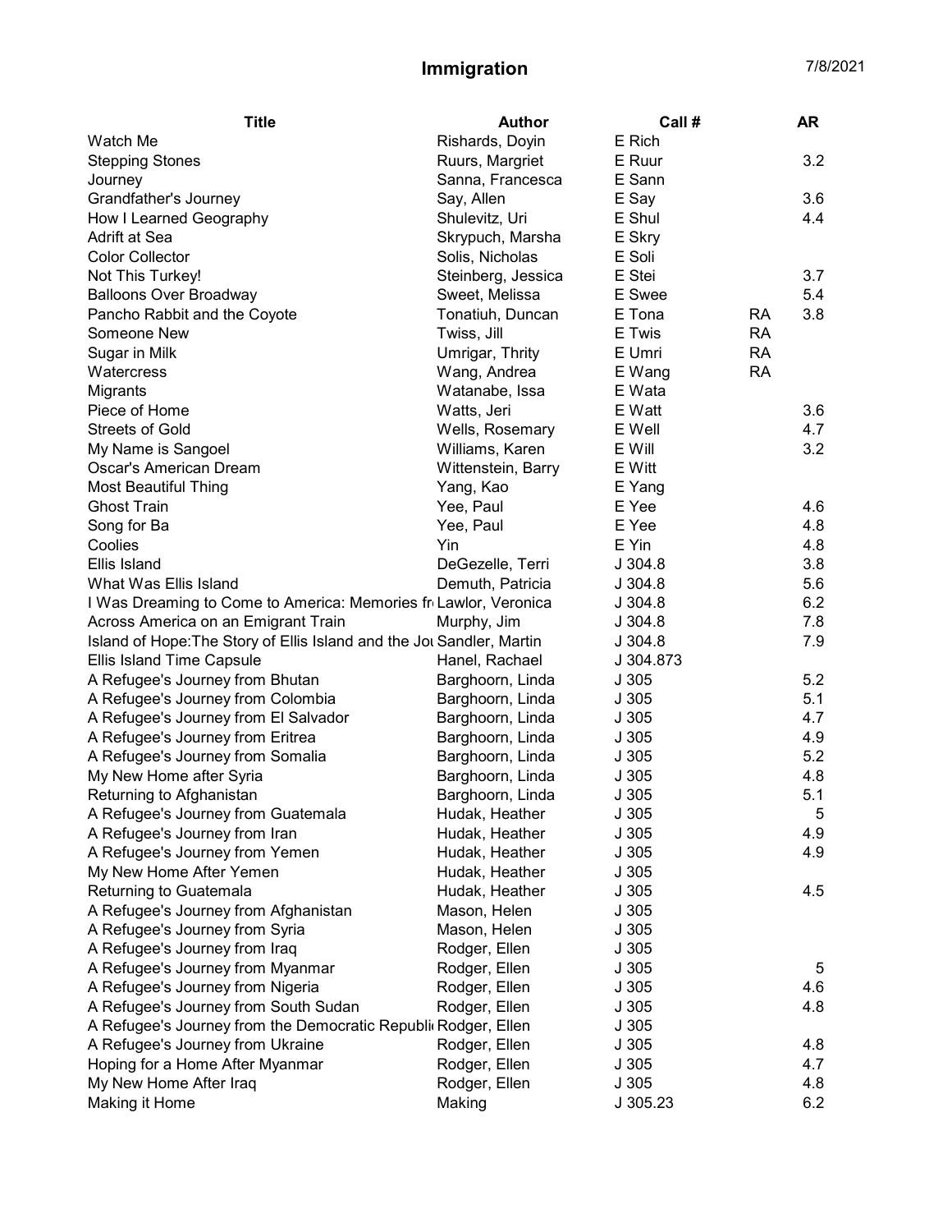# Immigration

7/8/2021

| Title | Author | Call # | | AR |
|---|---|---|---|---|
| Watch Me | Rishards, Doyin | E Rich | | |
| Stepping Stones | Ruurs, Margriet | E Ruur | | 3.2 |
| Journey | Sanna, Francesca | E Sann | | |
| Grandfather's Journey | Say, Allen | E Say | | 3.6 |
| How I Learned Geography | Shulevitz, Uri | E Shul | | 4.4 |
| Adrift at Sea | Skrypuch, Marsha | E Skry | | |
| Color Collector | Solis, Nicholas | E Soli | | |
| Not This Turkey! | Steinberg, Jessica | E Stei | | 3.7 |
| Balloons Over Broadway | Sweet, Melissa | E Swee | | 5.4 |
| Pancho Rabbit and the Coyote | Tonatiuh, Duncan | E Tona | RA | 3.8 |
| Someone New | Twiss, Jill | E Twis | RA | |
| Sugar in Milk | Umrigar, Thrity | E Umri | RA | |
| Watercress | Wang, Andrea | E Wang | RA | |
| Migrants | Watanabe, Issa | E Wata | | |
| Piece of Home | Watts, Jeri | E Watt | | 3.6 |
| Streets of Gold | Wells, Rosemary | E Well | | 4.7 |
| My Name is Sangoel | Williams, Karen | E Will | | 3.2 |
| Oscar's American Dream | Wittenstein, Barry | E Witt | | |
| Most Beautiful Thing | Yang, Kao | E Yang | | |
| Ghost Train | Yee, Paul | E Yee | | 4.6 |
| Song for Ba | Yee, Paul | E Yee | | 4.8 |
| Coolies | Yin | E Yin | | 4.8 |
| Ellis Island | DeGezelle, Terri | J 304.8 | | 3.8 |
| What Was Ellis Island | Demuth, Patricia | J 304.8 | | 5.6 |
| I Was Dreaming to Come to America: Memories fr | Lawlor, Veronica | J 304.8 | | 6.2 |
| Across America on an Emigrant Train | Murphy, Jim | J 304.8 | | 7.8 |
| Island of Hope:The Story of Ellis Island and the Jou | Sandler, Martin | J 304.8 | | 7.9 |
| Ellis Island Time Capsule | Hanel, Rachael | J 304.873 | | |
| A Refugee's Journey from Bhutan | Barghoorn, Linda | J 305 | | 5.2 |
| A Refugee's Journey from Colombia | Barghoorn, Linda | J 305 | | 5.1 |
| A Refugee's Journey from El Salvador | Barghoorn, Linda | J 305 | | 4.7 |
| A Refugee's Journey from Eritrea | Barghoorn, Linda | J 305 | | 4.9 |
| A Refugee's Journey from Somalia | Barghoorn, Linda | J 305 | | 5.2 |
| My New Home after Syria | Barghoorn, Linda | J 305 | | 4.8 |
| Returning to Afghanistan | Barghoorn, Linda | J 305 | | 5.1 |
| A Refugee's Journey from Guatemala | Hudak, Heather | J 305 | | 5 |
| A Refugee's Journey from Iran | Hudak, Heather | J 305 | | 4.9 |
| A Refugee's Journey from Yemen | Hudak, Heather | J 305 | | 4.9 |
| My New Home After Yemen | Hudak, Heather | J 305 | | |
| Returning to Guatemala | Hudak, Heather | J 305 | | 4.5 |
| A Refugee's Journey from Afghanistan | Mason, Helen | J 305 | | |
| A Refugee's Journey from Syria | Mason, Helen | J 305 | | |
| A Refugee's Journey from Iraq | Rodger, Ellen | J 305 | | |
| A Refugee's Journey from Myanmar | Rodger, Ellen | J 305 | | 5 |
| A Refugee's Journey from Nigeria | Rodger, Ellen | J 305 | | 4.6 |
| A Refugee's Journey from South Sudan | Rodger, Ellen | J 305 | | 4.8 |
| A Refugee's Journey from the Democratic Republi | Rodger, Ellen | J 305 | | |
| A Refugee's Journey from Ukraine | Rodger, Ellen | J 305 | | 4.8 |
| Hoping for a Home After Myanmar | Rodger, Ellen | J 305 | | 4.7 |
| My New Home After Iraq | Rodger, Ellen | J 305 | | 4.8 |
| Making it Home | Making | J 305.23 | | 6.2 |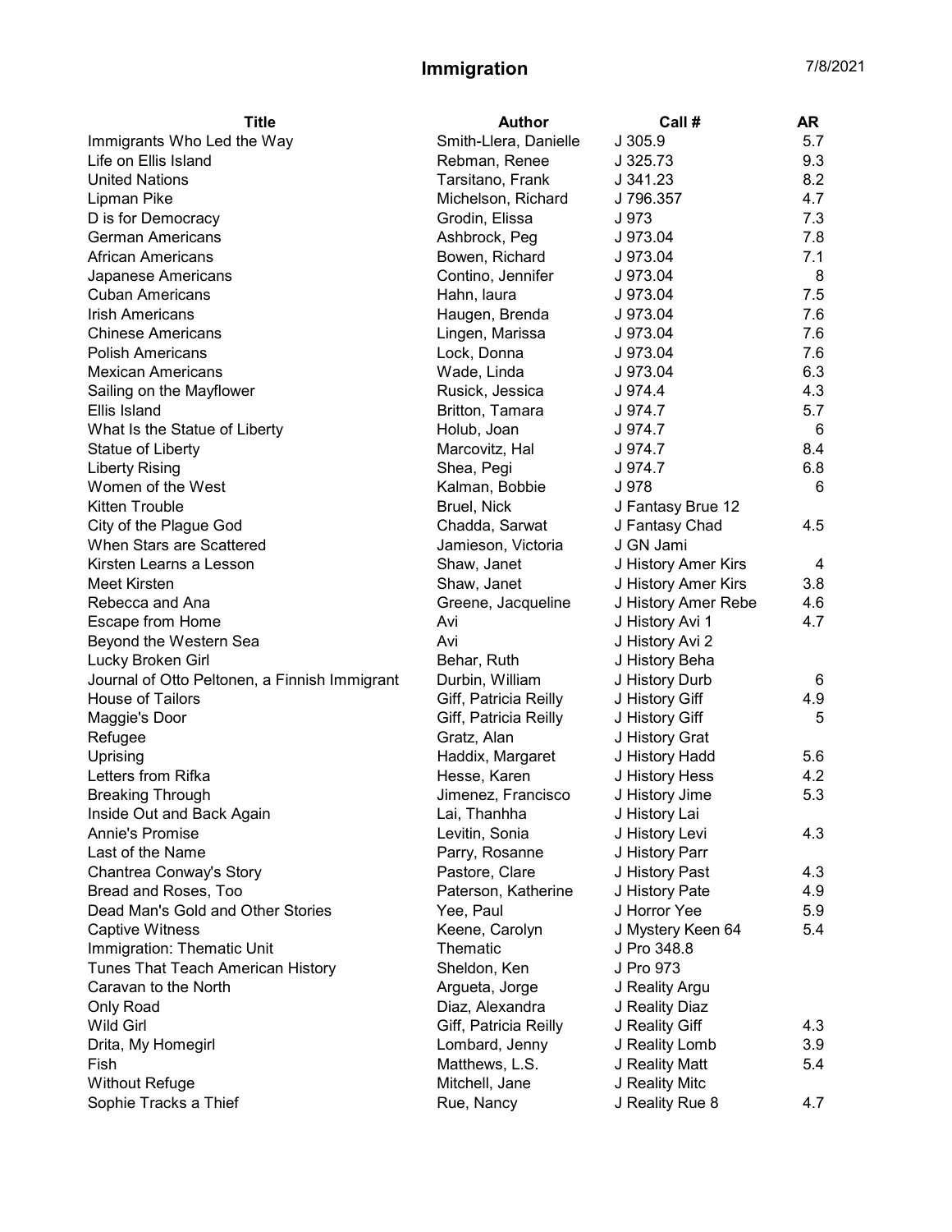# Immigration

7/8/2021

| Title | Author | Call # | AR |
|---|---|---|---|
| Immigrants Who Led the Way | Smith-Llera, Danielle | J 305.9 | 5.7 |
| Life on Ellis Island | Rebman, Renee | J 325.73 | 9.3 |
| United Nations | Tarsitano, Frank | J 341.23 | 8.2 |
| Lipman Pike | Michelson, Richard | J 796.357 | 4.7 |
| D is for Democracy | Grodin, Elissa | J 973 | 7.3 |
| German Americans | Ashbrock, Peg | J 973.04 | 7.8 |
| African Americans | Bowen, Richard | J 973.04 | 7.1 |
| Japanese Americans | Contino, Jennifer | J 973.04 | 8 |
| Cuban Americans | Hahn, laura | J 973.04 | 7.5 |
| Irish Americans | Haugen, Brenda | J 973.04 | 7.6 |
| Chinese Americans | Lingen, Marissa | J 973.04 | 7.6 |
| Polish Americans | Lock, Donna | J 973.04 | 7.6 |
| Mexican Americans | Wade, Linda | J 973.04 | 6.3 |
| Sailing on the Mayflower | Rusick, Jessica | J 974.4 | 4.3 |
| Ellis Island | Britton, Tamara | J 974.7 | 5.7 |
| What Is the Statue of Liberty | Holub, Joan | J 974.7 | 6 |
| Statue of Liberty | Marcovitz, Hal | J 974.7 | 8.4 |
| Liberty Rising | Shea, Pegi | J 974.7 | 6.8 |
| Women of the West | Kalman, Bobbie | J 978 | 6 |
| Kitten Trouble | Bruel, Nick | J Fantasy Brue 12 | |
| City of the Plague God | Chadda, Sarwat | J Fantasy Chad | 4.5 |
| When Stars are Scattered | Jamieson, Victoria | J GN Jami | |
| Kirsten Learns a Lesson | Shaw, Janet | J History Amer Kirs | 4 |
| Meet Kirsten | Shaw, Janet | J History Amer Kirs | 3.8 |
| Rebecca and Ana | Greene, Jacqueline | J History Amer Rebe | 4.6 |
| Escape from Home | Avi | J History Avi 1 | 4.7 |
| Beyond the Western Sea | Avi | J History Avi 2 | |
| Lucky Broken Girl | Behar, Ruth | J History Beha | |
| Journal of Otto Peltonen, a Finnish Immigrant | Durbin, William | J History Durb | 6 |
| House of Tailors | Giff, Patricia Reilly | J History Giff | 4.9 |
| Maggie's Door | Giff, Patricia Reilly | J History Giff | 5 |
| Refugee | Gratz, Alan | J History Grat | |
| Uprising | Haddix, Margaret | J History Hadd | 5.6 |
| Letters from Rifka | Hesse, Karen | J History Hess | 4.2 |
| Breaking Through | Jimenez, Francisco | J History Jime | 5.3 |
| Inside Out and Back Again | Lai, Thanhha | J History Lai | |
| Annie's Promise | Levitin, Sonia | J History Levi | 4.3 |
| Last of the Name | Parry, Rosanne | J History Parr | |
| Chantrea Conway's Story | Pastore, Clare | J History Past | 4.3 |
| Bread and Roses, Too | Paterson, Katherine | J History Pate | 4.9 |
| Dead Man's Gold and Other Stories | Yee, Paul | J Horror Yee | 5.9 |
| Captive Witness | Keene, Carolyn | J Mystery Keen 64 | 5.4 |
| Immigration: Thematic Unit | Thematic | J Pro 348.8 | |
| Tunes That Teach American History | Sheldon, Ken | J Pro 973 | |
| Caravan to the North | Argueta, Jorge | J Reality Argu | |
| Only Road | Diaz, Alexandra | J Reality Diaz | |
| Wild Girl | Giff, Patricia Reilly | J Reality Giff | 4.3 |
| Drita, My Homegirl | Lombard, Jenny | J Reality Lomb | 3.9 |
| Fish | Matthews, L.S. | J Reality Matt | 5.4 |
| Without Refuge | Mitchell, Jane | J Reality Mitc | |
| Sophie Tracks a Thief | Rue, Nancy | J Reality Rue 8 | 4.7 |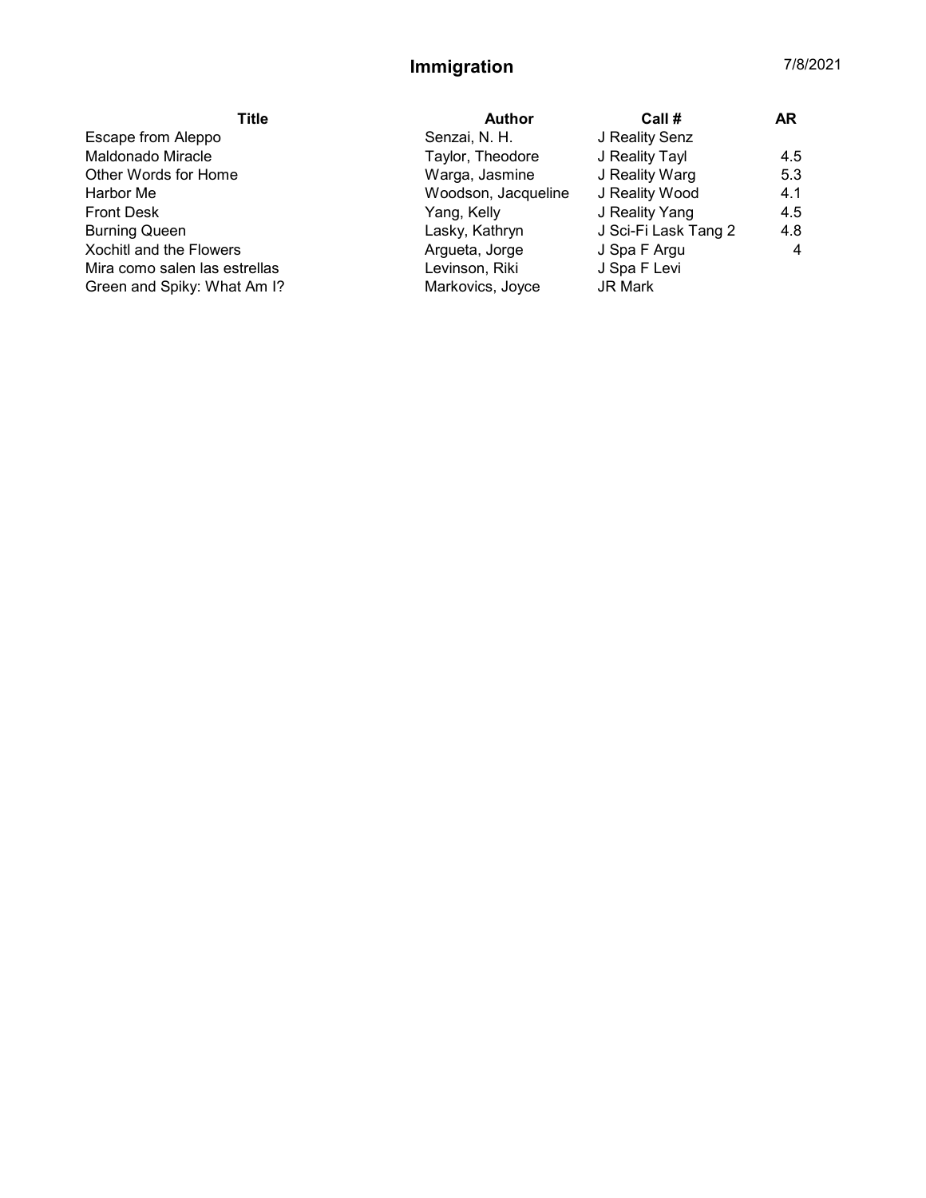# Immigration

7/8/2021

| Title | Author | Call # | AR |
|---|---|---|---|
| Escape from Aleppo | Senzai, N. H. | J Reality Senz | |
| Maldonado Miracle | Taylor, Theodore | J Reality Tayl | 4.5 |
| Other Words for Home | Warga, Jasmine | J Reality Warg | 5.3 |
| Harbor Me | Woodson, Jacqueline | J Reality Wood | 4.1 |
| Front Desk | Yang, Kelly | J Reality Yang | 4.5 |
| Burning Queen | Lasky, Kathryn | J Sci-Fi Lask Tang 2 | 4.8 |
| Xochitl and the Flowers | Argueta, Jorge | J Spa F Argu | 4 |
| Mira como salen las estrellas | Levinson, Riki | J Spa F Levi | |
| Green and Spiky: What Am I? | Markovics, Joyce | JR Mark | |